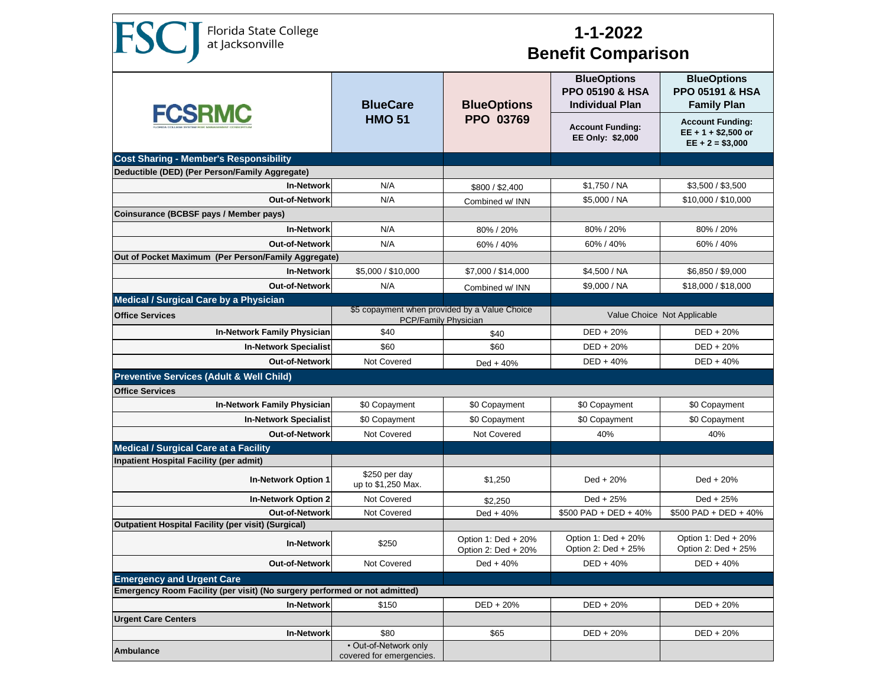Florida State College at Jacksonville

# 1-1-2022 Benefit Comparison

FCSRMC — Florida College System Risk Management Consortium

| | BlueCare HMO 51 | BlueOptions PPO 03769 | BlueOptions PPO 05190 & HSA Individual Plan | BlueOptions PPO 05191 & HSA Family Plan |
|---|---|---|---|---|
| | | | Account Funding: EE Only: $2,000 | Account Funding: EE + 1 + $2,500 or EE + 2 = $3,000 |
| **Cost Sharing - Member's Responsibility** | | | | |
| **Deductible (DED) (Per Person/Family Aggregate)** | | | | |
| In-Network | N/A | $800 / $2,400 | $1,750 / NA | $3,500 / $3,500 |
| Out-of-Network | N/A | Combined w/ INN | $5,000 / NA | $10,000 / $10,000 |
| **Coinsurance (BCBSF pays / Member pays)** | | | | |
| In-Network | N/A | 80% / 20% | 80% / 20% | 80% / 20% |
| Out-of-Network | N/A | 60% / 40% | 60% / 40% | 60% / 40% |
| **Out of Pocket Maximum (Per Person/Family Aggregate)** | | | | |
| In-Network | $5,000 / $10,000 | $7,000 / $14,000 | $4,500 / NA | $6,850 / $9,000 |
| Out-of-Network | N/A | Combined w/ INN | $9,000 / NA | $18,000 / $18,000 |
| **Medical / Surgical Care by a Physician** | | | | |
| **Office Services** | $5 copayment when provided by a Value Choice PCP/Family Physician | | Value Choice Not Applicable | |
| In-Network Family Physician | $40 | $40 | DED + 20% | DED + 20% |
| In-Network Specialist | $60 | $60 | DED + 20% | DED + 20% |
| Out-of-Network | Not Covered | Ded + 40% | DED + 40% | DED + 40% |
| **Preventive Services (Adult & Well Child)** | | | | |
| **Office Services** | | | | |
| In-Network Family Physician | $0 Copayment | $0 Copayment | $0 Copayment | $0 Copayment |
| In-Network Specialist | $0 Copayment | $0 Copayment | $0 Copayment | $0 Copayment |
| Out-of-Network | Not Covered | Not Covered | 40% | 40% |
| **Medical / Surgical Care at a Facility** | | | | |
| **Inpatient Hospital Facility (per admit)** | | | | |
| In-Network Option 1 | $250 per day up to $1,250 Max. | $1,250 | Ded + 20% | Ded + 20% |
| In-Network Option 2 | Not Covered | $2,250 | Ded + 25% | Ded + 25% |
| Out-of-Network | Not Covered | Ded + 40% | $500 PAD + DED + 40% | $500 PAD + DED + 40% |
| **Outpatient Hospital Facility (per visit) (Surgical)** | | | | |
| In-Network | $250 | Option 1: Ded + 20%<br>Option 2: Ded + 20% | Option 1: Ded + 20%<br>Option 2: Ded + 25% | Option 1: Ded + 20%<br>Option 2: Ded + 25% |
| Out-of-Network | Not Covered | Ded + 40% | DED + 40% | DED + 40% |
| **Emergency and Urgent Care** | | | | |
| **Emergency Room Facility (per visit) (No surgery performed or not admitted)** | | | | |
| In-Network | $150 | DED + 20% | DED + 20% | DED + 20% |
| **Urgent Care Centers** | | | | |
| In-Network | $80 | $65 | DED + 20% | DED + 20% |
| **Ambulance** | • Out-of-Network only covered for emergencies. | | | |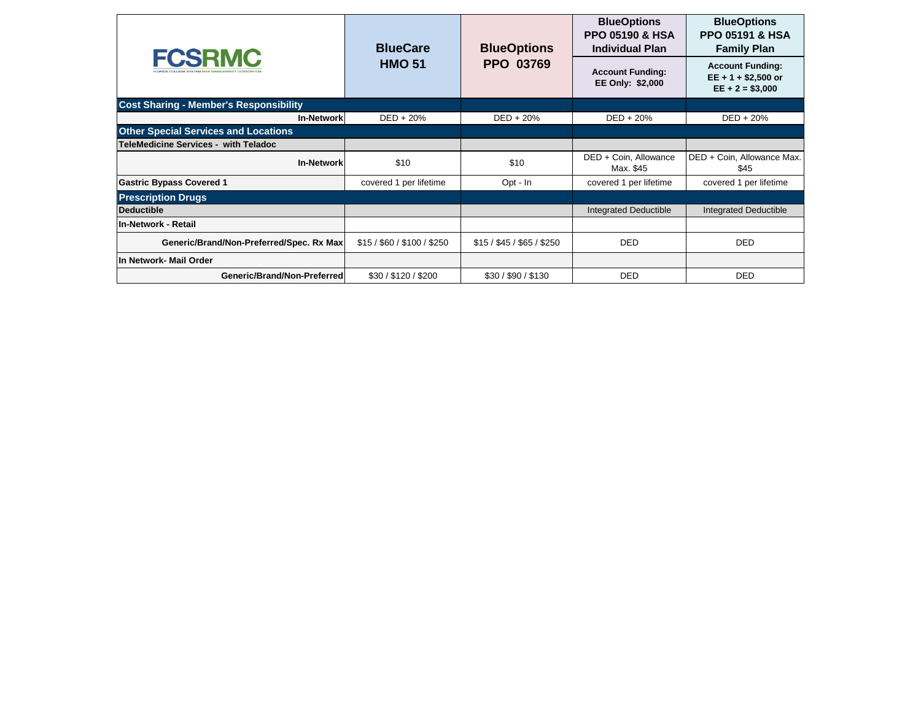| FCSRMC | BlueCare HMO 51 | BlueOptions PPO 03769 | BlueOptions PPO 05190 & HSA Individual Plan | BlueOptions PPO 05191 & HSA Family Plan |
|---|---|---|---|---|
| | | | Account Funding: EE Only: $2,000 | Account Funding: EE + 1 + $2,500 or EE + 2 = $3,000 |
| **Cost Sharing - Member's Responsibility** | | | | |
| In-Network | DED + 20% | DED + 20% | DED + 20% | DED + 20% |
| **Other Special Services and Locations** | | | | |
| **TeleMedicine Services - with Teladoc** | | | | |
| In-Network | $10 | $10 | DED + Coin, Allowance Max. $45 | DED + Coin, Allowance Max. $45 |
| **Gastric Bypass Covered 1** | covered 1 per lifetime | Opt - In | covered 1 per lifetime | covered 1 per lifetime |
| **Prescription Drugs** | | | | |
| **Deductible** | | | Integrated Deductible | Integrated Deductible |
| **In-Network - Retail** | | | | |
| Generic/Brand/Non-Preferred/Spec. Rx Max | $15 / $60 / $100 / $250 | $15 / $45 / $65 / $250 | DED | DED |
| **In Network- Mail Order** | | | | |
| Generic/Brand/Non-Preferred | $30 / $120 / $200 | $30 / $90 / $130 | DED | DED |